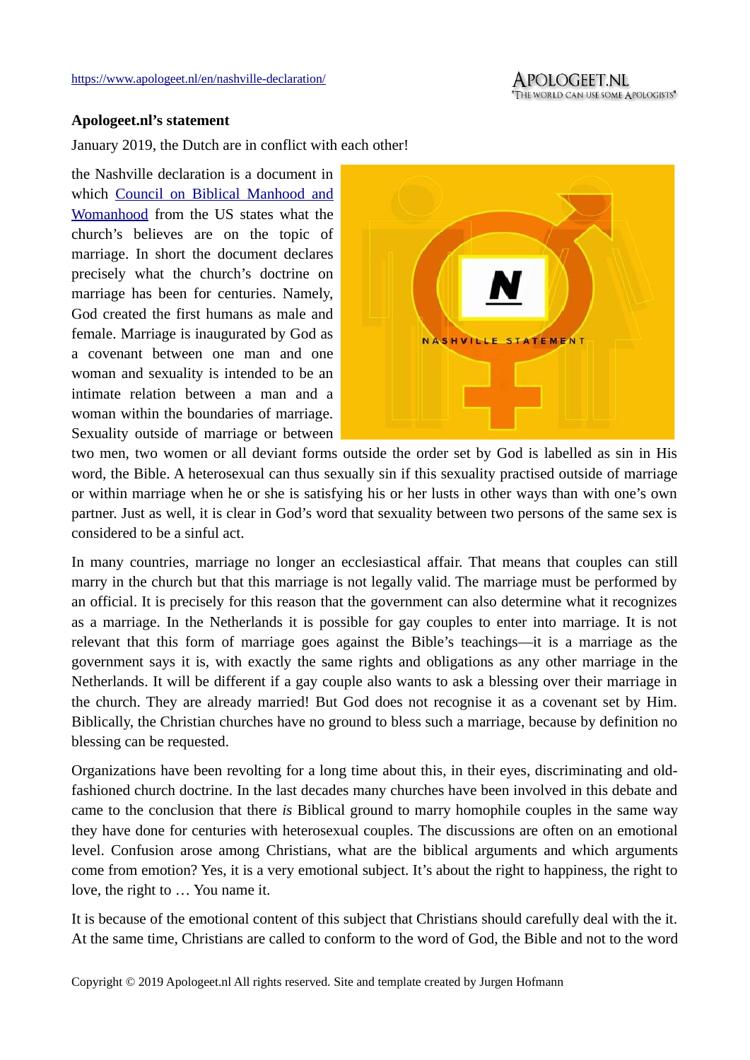https://www.apologeet.nl/en/nashville-declaration/

**Apologeet.nl's statement**

January 2019, the Dutch are in conflict with each other!

the Nashville declaration is a document in which [Council on Biblical Manhood and Womanhood](#) from the US states what the church's believes are on the topic of marriage. In short the document declares precisely what the church's doctrine on marriage has been for centuries. Namely, God created the first humans as male and female. Marriage is inaugurated by God as a covenant between one man and one woman and sexuality is intended to be an intimate relation between a man and a woman within the boundaries of marriage. Sexuality outside of marriage or between two men, two women or all deviant forms outside the order set by God is labelled as sin in His word, the Bible. A heterosexual can thus sexually sin if this sexuality practised outside of marriage or within marriage when he or she is satisfying his or her lusts in other ways than with one's own partner. Just as well, it is clear in God's word that sexuality between two persons of the same sex is considered to be a sinful act.

In many countries, marriage no longer an ecclesiastical affair. That means that couples can still marry in the church but that this marriage is not legally valid. The marriage must be performed by an official. It is precisely for this reason that the government can also determine what it recognizes as a marriage. In the Netherlands it is possible for gay couples to enter into marriage. It is not relevant that this form of marriage goes against the Bible's teachings—it is a marriage as the government says it is, with exactly the same rights and obligations as any other marriage in the Netherlands. It will be different if a gay couple also wants to ask a blessing over their marriage in the church. They are already married! But God does not recognise it as a covenant set by Him. Biblically, the Christian churches have no ground to bless such a marriage, because by definition no blessing can be requested.

Organizations have been revolting for a long time about this, in their eyes, discriminating and old-fashioned church doctrine. In the last decades many churches have been involved in this debate and came to the conclusion that there *is* Biblical ground to marry homophile couples in the same way they have done for centuries with heterosexual couples. The discussions are often on an emotional level. Confusion arose among Christians, what are the biblical arguments and which arguments come from emotion? Yes, it is a very emotional subject. It's about the right to happiness, the right to love, the right to … You name it.

It is because of the emotional content of this subject that Christians should carefully deal with the it. At the same time, Christians are called to conform to the word of God, the Bible and not to the word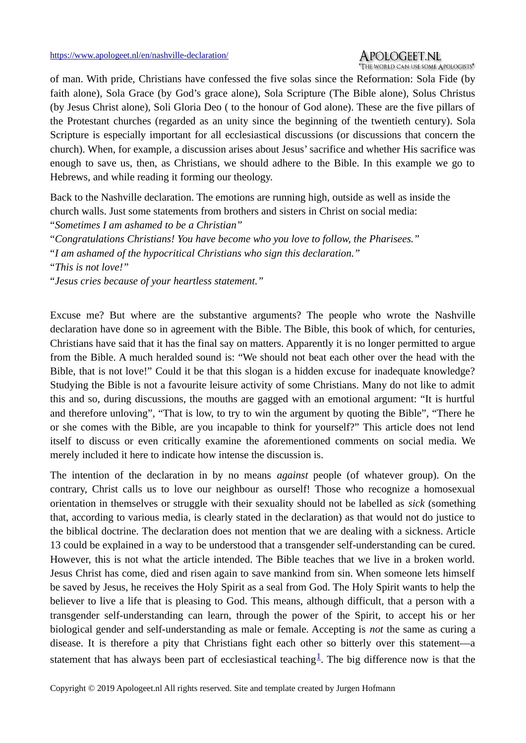of man. With pride, Christians have confessed the five solas since the Reformation: Sola Fide (by faith alone), Sola Grace (by God's grace alone), Sola Scripture (The Bible alone), Solus Christus (by Jesus Christ alone), Soli Gloria Deo ( to the honour of God alone). These are the five pillars of the Protestant churches (regarded as an unity since the beginning of the twentieth century). Sola Scripture is especially important for all ecclesiastical discussions (or discussions that concern the church). When, for example, a discussion arises about Jesus' sacrifice and whether His sacrifice was enough to save us, then, as Christians, we should adhere to the Bible. In this example we go to Hebrews, and while reading it forming our theology.

Back to the Nashville declaration. The emotions are running high, outside as well as inside the church walls. Just some statements from brothers and sisters in Christ on social media:
"*Sometimes I am ashamed to be a Christian*"
"*Congratulations Christians! You have become who you love to follow, the Pharisees.*"
"*I am ashamed of the hypocritical Christians who sign this declaration.*"
"*This is not love!*"
"*Jesus cries because of your heartless statement.*"

Excuse me? But where are the substantive arguments? The people who wrote the Nashville declaration have done so in agreement with the Bible. The Bible, this book of which, for centuries, Christians have said that it has the final say on matters. Apparently it is no longer permitted to argue from the Bible. A much heralded sound is: "We should not beat each other over the head with the Bible, that is not love!" Could it be that this slogan is a hidden excuse for inadequate knowledge? Studying the Bible is not a favourite leisure activity of some Christians. Many do not like to admit this and so, during discussions, the mouths are gagged with an emotional argument: "It is hurtful and therefore unloving", "That is low, to try to win the argument by quoting the Bible", "There he or she comes with the Bible, are you incapable to think for yourself?" This article does not lend itself to discuss or even critically examine the aforementioned comments on social media. We merely included it here to indicate how intense the discussion is.

The intention of the declaration in by no means *against* people (of whatever group). On the contrary, Christ calls us to love our neighbour as ourself! Those who recognize a homosexual orientation in themselves or struggle with their sexuality should not be labelled as *sick* (something that, according to various media, is clearly stated in the declaration) as that would not do justice to the biblical doctrine. The declaration does not mention that we are dealing with a sickness. Article 13 could be explained in a way to be understood that a transgender self-understanding can be cured. However, this is not what the article intended. The Bible teaches that we live in a broken world. Jesus Christ has come, died and risen again to save mankind from sin. When someone lets himself be saved by Jesus, he receives the Holy Spirit as a seal from God. The Holy Spirit wants to help the believer to live a life that is pleasing to God. This means, although difficult, that a person with a transgender self-understanding can learn, through the power of the Spirit, to accept his or her biological gender and self-understanding as male or female. Accepting is *not* the same as curing a disease. It is therefore a pity that Christians fight each other so bitterly over this statement—a statement that has always been part of ecclesiastical teaching[1]. The big difference now is that the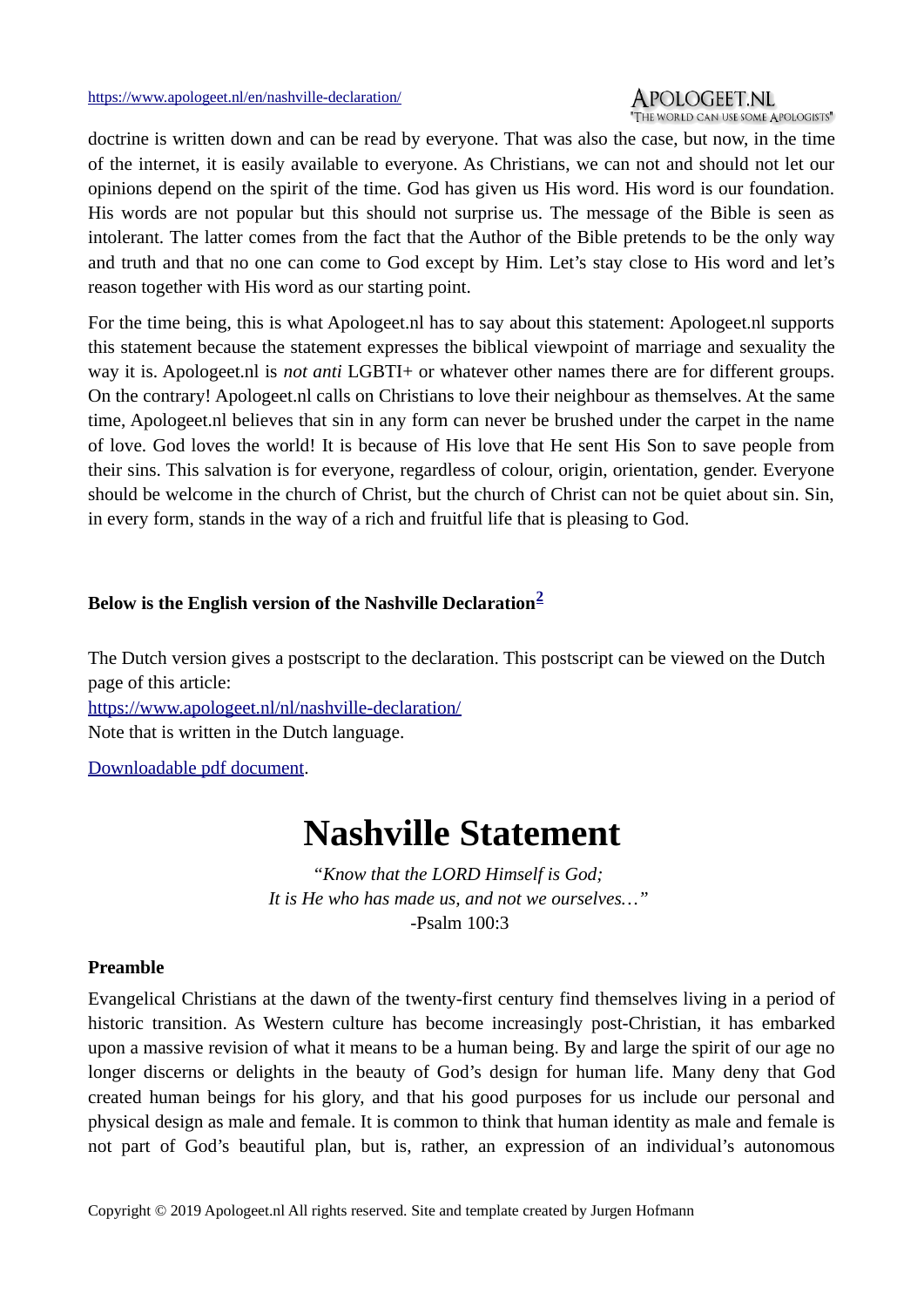doctrine is written down and can be read by everyone. That was also the case, but now, in the time of the internet, it is easily available to everyone. As Christians, we can not and should not let our opinions depend on the spirit of the time. God has given us His word. His word is our foundation. His words are not popular but this should not surprise us. The message of the Bible is seen as intolerant. The latter comes from the fact that the Author of the Bible pretends to be the only way and truth and that no one can come to God except by Him. Let's stay close to His word and let's reason together with His word as our starting point.

For the time being, this is what Apologeet.nl has to say about this statement: Apologeet.nl supports this statement because the statement expresses the biblical viewpoint of marriage and sexuality the way it is. Apologeet.nl is *not anti* LGBTI+ or whatever other names there are for different groups. On the contrary! Apologeet.nl calls on Christians to love their neighbour as themselves. At the same time, Apologeet.nl believes that sin in any form can never be brushed under the carpet in the name of love. God loves the world! It is because of His love that He sent His Son to save people from their sins. This salvation is for everyone, regardless of colour, origin, orientation, gender. Everyone should be welcome in the church of Christ, but the church of Christ can not be quiet about sin. Sin, in every form, stands in the way of a rich and fruitful life that is pleasing to God.

**Below is the English version of the Nashville Declaration[2]**

The Dutch version gives a postscript to the declaration. This postscript can be viewed on the Dutch page of this article:
https://www.apologeet.nl/nl/nashville-declaration/
Note that is written in the Dutch language.

Downloadable pdf document.

# Nashville Statement

*"Know that the LORD Himself is God;*
*It is He who has made us, and not we ourselves…"*
-Psalm 100:3

### Preamble

Evangelical Christians at the dawn of the twenty-first century find themselves living in a period of historic transition. As Western culture has become increasingly post-Christian, it has embarked upon a massive revision of what it means to be a human being. By and large the spirit of our age no longer discerns or delights in the beauty of God's design for human life. Many deny that God created human beings for his glory, and that his good purposes for us include our personal and physical design as male and female. It is common to think that human identity as male and female is not part of God's beautiful plan, but is, rather, an expression of an individual's autonomous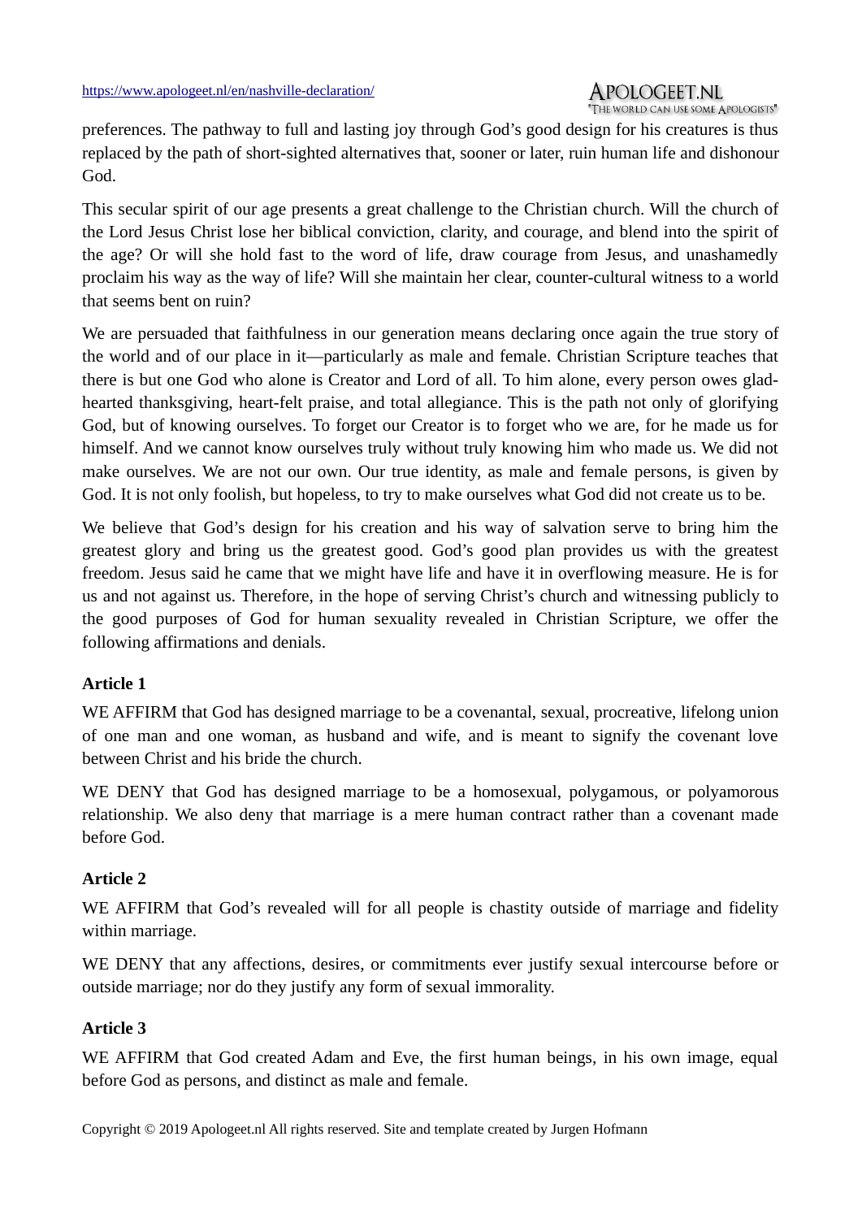preferences. The pathway to full and lasting joy through God's good design for his creatures is thus replaced by the path of short-sighted alternatives that, sooner or later, ruin human life and dishonour God.

This secular spirit of our age presents a great challenge to the Christian church. Will the church of the Lord Jesus Christ lose her biblical conviction, clarity, and courage, and blend into the spirit of the age? Or will she hold fast to the word of life, draw courage from Jesus, and unashamedly proclaim his way as the way of life? Will she maintain her clear, counter-cultural witness to a world that seems bent on ruin?

We are persuaded that faithfulness in our generation means declaring once again the true story of the world and of our place in it—particularly as male and female. Christian Scripture teaches that there is but one God who alone is Creator and Lord of all. To him alone, every person owes glad-hearted thanksgiving, heart-felt praise, and total allegiance. This is the path not only of glorifying God, but of knowing ourselves. To forget our Creator is to forget who we are, for he made us for himself. And we cannot know ourselves truly without truly knowing him who made us. We did not make ourselves. We are not our own. Our true identity, as male and female persons, is given by God. It is not only foolish, but hopeless, to try to make ourselves what God did not create us to be.

We believe that God's design for his creation and his way of salvation serve to bring him the greatest glory and bring us the greatest good. God's good plan provides us with the greatest freedom. Jesus said he came that we might have life and have it in overflowing measure. He is for us and not against us. Therefore, in the hope of serving Christ's church and witnessing publicly to the good purposes of God for human sexuality revealed in Christian Scripture, we offer the following affirmations and denials.

### Article 1

WE AFFIRM that God has designed marriage to be a covenantal, sexual, procreative, lifelong union of one man and one woman, as husband and wife, and is meant to signify the covenant love between Christ and his bride the church.

WE DENY that God has designed marriage to be a homosexual, polygamous, or polyamorous relationship. We also deny that marriage is a mere human contract rather than a covenant made before God.

### Article 2

WE AFFIRM that God's revealed will for all people is chastity outside of marriage and fidelity within marriage.

WE DENY that any affections, desires, or commitments ever justify sexual intercourse before or outside marriage; nor do they justify any form of sexual immorality.

### Article 3

WE AFFIRM that God created Adam and Eve, the first human beings, in his own image, equal before God as persons, and distinct as male and female.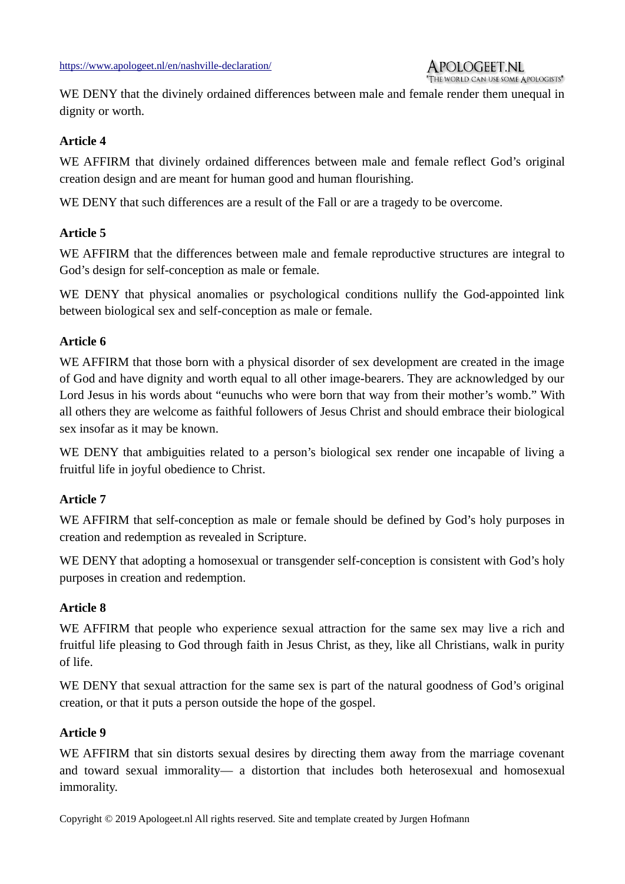WE DENY that the divinely ordained differences between male and female render them unequal in dignity or worth.

**Article 4**

WE AFFIRM that divinely ordained differences between male and female reflect God's original creation design and are meant for human good and human flourishing.

WE DENY that such differences are a result of the Fall or are a tragedy to be overcome.

**Article 5**

WE AFFIRM that the differences between male and female reproductive structures are integral to God's design for self-conception as male or female.

WE DENY that physical anomalies or psychological conditions nullify the God-appointed link between biological sex and self-conception as male or female.

**Article 6**

WE AFFIRM that those born with a physical disorder of sex development are created in the image of God and have dignity and worth equal to all other image-bearers. They are acknowledged by our Lord Jesus in his words about "eunuchs who were born that way from their mother's womb." With all others they are welcome as faithful followers of Jesus Christ and should embrace their biological sex insofar as it may be known.

WE DENY that ambiguities related to a person's biological sex render one incapable of living a fruitful life in joyful obedience to Christ.

**Article 7**

WE AFFIRM that self-conception as male or female should be defined by God's holy purposes in creation and redemption as revealed in Scripture.

WE DENY that adopting a homosexual or transgender self-conception is consistent with God's holy purposes in creation and redemption.

**Article 8**

WE AFFIRM that people who experience sexual attraction for the same sex may live a rich and fruitful life pleasing to God through faith in Jesus Christ, as they, like all Christians, walk in purity of life.

WE DENY that sexual attraction for the same sex is part of the natural goodness of God's original creation, or that it puts a person outside the hope of the gospel.

**Article 9**

WE AFFIRM that sin distorts sexual desires by directing them away from the marriage covenant and toward sexual immorality— a distortion that includes both heterosexual and homosexual immorality.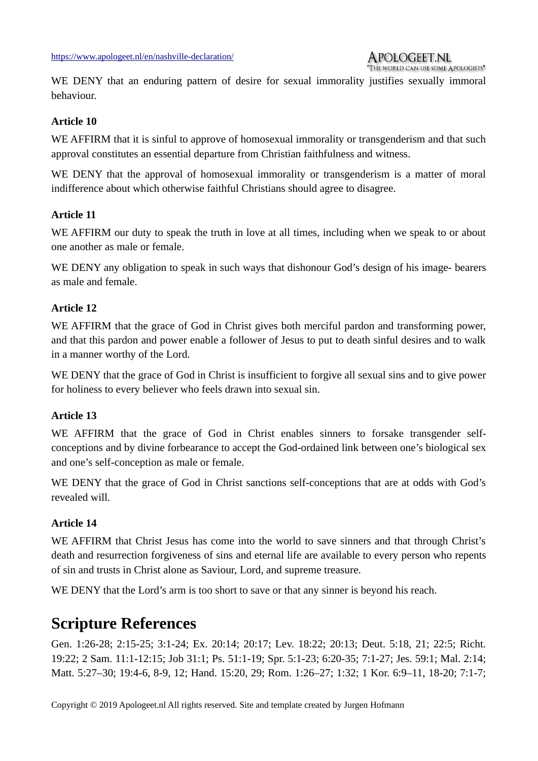WE DENY that an enduring pattern of desire for sexual immorality justifies sexually immoral behaviour.

**Article 10**

WE AFFIRM that it is sinful to approve of homosexual immorality or transgenderism and that such approval constitutes an essential departure from Christian faithfulness and witness.

WE DENY that the approval of homosexual immorality or transgenderism is a matter of moral indifference about which otherwise faithful Christians should agree to disagree.

**Article 11**

WE AFFIRM our duty to speak the truth in love at all times, including when we speak to or about one another as male or female.

WE DENY any obligation to speak in such ways that dishonour God's design of his image- bearers as male and female.

**Article 12**

WE AFFIRM that the grace of God in Christ gives both merciful pardon and transforming power, and that this pardon and power enable a follower of Jesus to put to death sinful desires and to walk in a manner worthy of the Lord.

WE DENY that the grace of God in Christ is insufficient to forgive all sexual sins and to give power for holiness to every believer who feels drawn into sexual sin.

**Article 13**

WE AFFIRM that the grace of God in Christ enables sinners to forsake transgender self-conceptions and by divine forbearance to accept the God-ordained link between one's biological sex and one's self-conception as male or female.

WE DENY that the grace of God in Christ sanctions self-conceptions that are at odds with God's revealed will.

**Article 14**

WE AFFIRM that Christ Jesus has come into the world to save sinners and that through Christ's death and resurrection forgiveness of sins and eternal life are available to every person who repents of sin and trusts in Christ alone as Saviour, Lord, and supreme treasure.

WE DENY that the Lord's arm is too short to save or that any sinner is beyond his reach.

# Scripture References

Gen. 1:26-28; 2:15-25; 3:1-24; Ex. 20:14; 20:17; Lev. 18:22; 20:13; Deut. 5:18, 21; 22:5; Richt. 19:22; 2 Sam. 11:1-12:15; Job 31:1; Ps. 51:1-19; Spr. 5:1-23; 6:20-35; 7:1-27; Jes. 59:1; Mal. 2:14; Matt. 5:27–30; 19:4-6, 8-9, 12; Hand. 15:20, 29; Rom. 1:26–27; 1:32; 1 Kor. 6:9–11, 18-20; 7:1-7;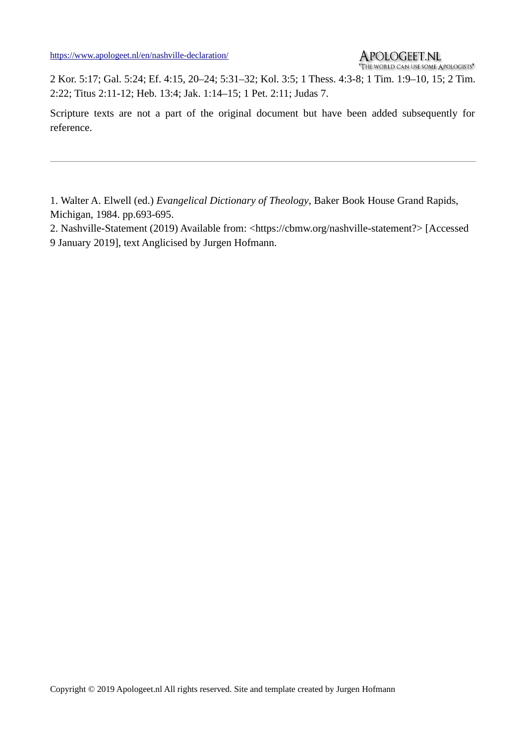2 Kor. 5:17; Gal. 5:24; Ef. 4:15, 20–24; 5:31–32; Kol. 3:5; 1 Thess. 4:3-8; 1 Tim. 1:9–10, 15; 2 Tim. 2:22; Titus 2:11-12; Heb. 13:4; Jak. 1:14–15; 1 Pet. 2:11; Judas 7.

Scripture texts are not a part of the original document but have been added subsequently for reference.

---

1. Walter A. Elwell (ed.) *Evangelical Dictionary of Theology*, Baker Book House Grand Rapids, Michigan, 1984. pp.693-695.
2. Nashville-Statement (2019) Available from: <https://cbmw.org/nashville-statement?> [Accessed 9 January 2019], text Anglicised by Jurgen Hofmann.